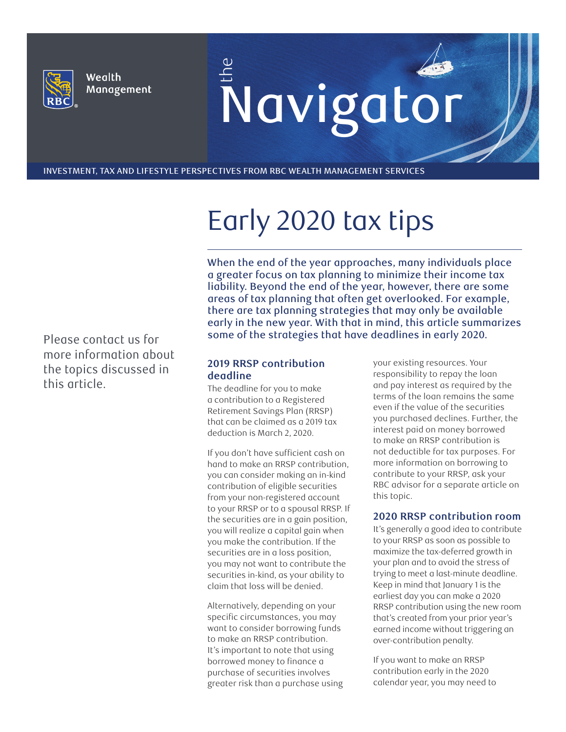RBC Wealth Management

# the Navigator

INVESTMENT, TAX AND LIFESTYLE PERSPECTIVES FROM RBC WEALTH MANAGEMENT SERVICES

# Early 2020 tax tips

When the end of the year approaches, many individuals place a greater focus on tax planning to minimize their income tax liability. Beyond the end of the year, however, there are some areas of tax planning that often get overlooked. For example, there are tax planning strategies that may only be available early in the new year. With that in mind, this article summarizes some of the strategies that have deadlines in early 2020.

Please contact us for more information about the topics discussed in this article.

## 2019 RRSP contribution deadline

The deadline for you to make a contribution to a Registered Retirement Savings Plan (RRSP) that can be claimed as a 2019 tax deduction is March 2, 2020.

If you don't have sufficient cash on hand to make an RRSP contribution, you can consider making an in-kind contribution of eligible securities from your non-registered account to your RRSP or to a spousal RRSP. If the securities are in a gain position, you will realize a capital gain when you make the contribution. If the securities are in a loss position, you may not want to contribute the securities in-kind, as your ability to claim that loss will be denied.

Alternatively, depending on your specific circumstances, you may want to consider borrowing funds to make an RRSP contribution. It's important to note that using borrowed money to finance a purchase of securities involves greater risk than a purchase using your existing resources. Your responsibility to repay the loan and pay interest as required by the terms of the loan remains the same even if the value of the securities you purchased declines. Further, the interest paid on money borrowed to make an RRSP contribution is not deductible for tax purposes. For more information on borrowing to contribute to your RRSP, ask your RBC advisor for a separate article on this topic.

## 2020 RRSP contribution room

It's generally a good idea to contribute to your RRSP as soon as possible to maximize the tax-deferred growth in your plan and to avoid the stress of trying to meet a last-minute deadline. Keep in mind that January 1 is the earliest day you can make a 2020 RRSP contribution using the new room that's created from your prior year's earned income without triggering an over-contribution penalty.

If you want to make an RRSP contribution early in the 2020 calendar year, you may need to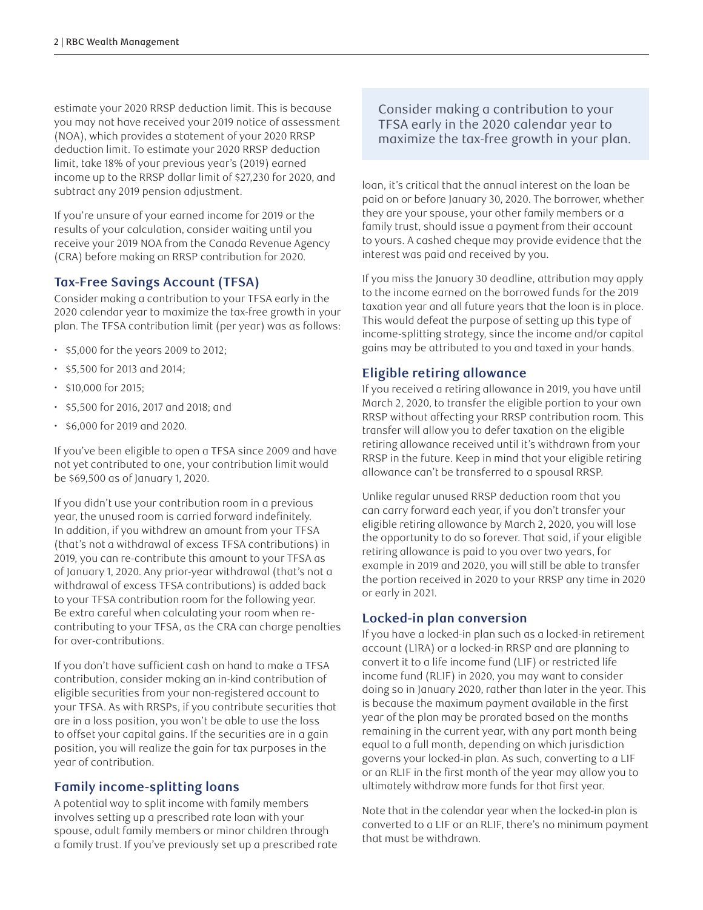estimate your 2020 RRSP deduction limit. This is because you may not have received your 2019 notice of assessment (NOA), which provides a statement of your 2020 RRSP deduction limit. To estimate your 2020 RRSP deduction limit, take 18% of your previous year's (2019) earned income up to the RRSP dollar limit of $27,230 for 2020, and subtract any 2019 pension adjustment.

If you're unsure of your earned income for 2019 or the results of your calculation, consider waiting until you receive your 2019 NOA from the Canada Revenue Agency (CRA) before making an RRSP contribution for 2020.

## Tax-Free Savings Account (TFSA)

Consider making a contribution to your TFSA early in the 2020 calendar year to maximize the tax-free growth in your plan. The TFSA contribution limit (per year) was as follows:

- $5,000 for the years 2009 to 2012;
- $5,500 for 2013 and 2014;
- $10,000 for 2015;
- $5,500 for 2016, 2017 and 2018; and
- $6,000 for 2019 and 2020.

If you've been eligible to open a TFSA since 2009 and have not yet contributed to one, your contribution limit would be $69,500 as of January 1, 2020.

If you didn't use your contribution room in a previous year, the unused room is carried forward indefinitely. In addition, if you withdrew an amount from your TFSA (that's not a withdrawal of excess TFSA contributions) in 2019, you can re-contribute this amount to your TFSA as of January 1, 2020. Any prior-year withdrawal (that's not a withdrawal of excess TFSA contributions) is added back to your TFSA contribution room for the following year. Be extra careful when calculating your room when re-contributing to your TFSA, as the CRA can charge penalties for over-contributions.

If you don't have sufficient cash on hand to make a TFSA contribution, consider making an in-kind contribution of eligible securities from your non-registered account to your TFSA. As with RRSPs, if you contribute securities that are in a loss position, you won't be able to use the loss to offset your capital gains. If the securities are in a gain position, you will realize the gain for tax purposes in the year of contribution.

## Family income-splitting loans

A potential way to split income with family members involves setting up a prescribed rate loan with your spouse, adult family members or minor children through a family trust. If you've previously set up a prescribed rate loan, it's critical that the annual interest on the loan be paid on or before January 30, 2020. The borrower, whether they are your spouse, your other family members or a family trust, should issue a payment from their account to yours. A cashed cheque may provide evidence that the interest was paid and received by you.

If you miss the January 30 deadline, attribution may apply to the income earned on the borrowed funds for the 2019 taxation year and all future years that the loan is in place. This would defeat the purpose of setting up this type of income-splitting strategy, since the income and/or capital gains may be attributed to you and taxed in your hands.

> Consider making a contribution to your TFSA early in the 2020 calendar year to maximize the tax-free growth in your plan.

## Eligible retiring allowance

If you received a retiring allowance in 2019, you have until March 2, 2020, to transfer the eligible portion to your own RRSP without affecting your RRSP contribution room. This transfer will allow you to defer taxation on the eligible retiring allowance received until it's withdrawn from your RRSP in the future. Keep in mind that your eligible retiring allowance can't be transferred to a spousal RRSP.

Unlike regular unused RRSP deduction room that you can carry forward each year, if you don't transfer your eligible retiring allowance by March 2, 2020, you will lose the opportunity to do so forever. That said, if your eligible retiring allowance is paid to you over two years, for example in 2019 and 2020, you will still be able to transfer the portion received in 2020 to your RRSP any time in 2020 or early in 2021.

## Locked-in plan conversion

If you have a locked-in plan such as a locked-in retirement account (LIRA) or a locked-in RRSP and are planning to convert it to a life income fund (LIF) or restricted life income fund (RLIF) in 2020, you may want to consider doing so in January 2020, rather than later in the year. This is because the maximum payment available in the first year of the plan may be prorated based on the months remaining in the current year, with any part month being equal to a full month, depending on which jurisdiction governs your locked-in plan. As such, converting to a LIF or an RLIF in the first month of the year may allow you to ultimately withdraw more funds for that first year.

Note that in the calendar year when the locked-in plan is converted to a LIF or an RLIF, there's no minimum payment that must be withdrawn.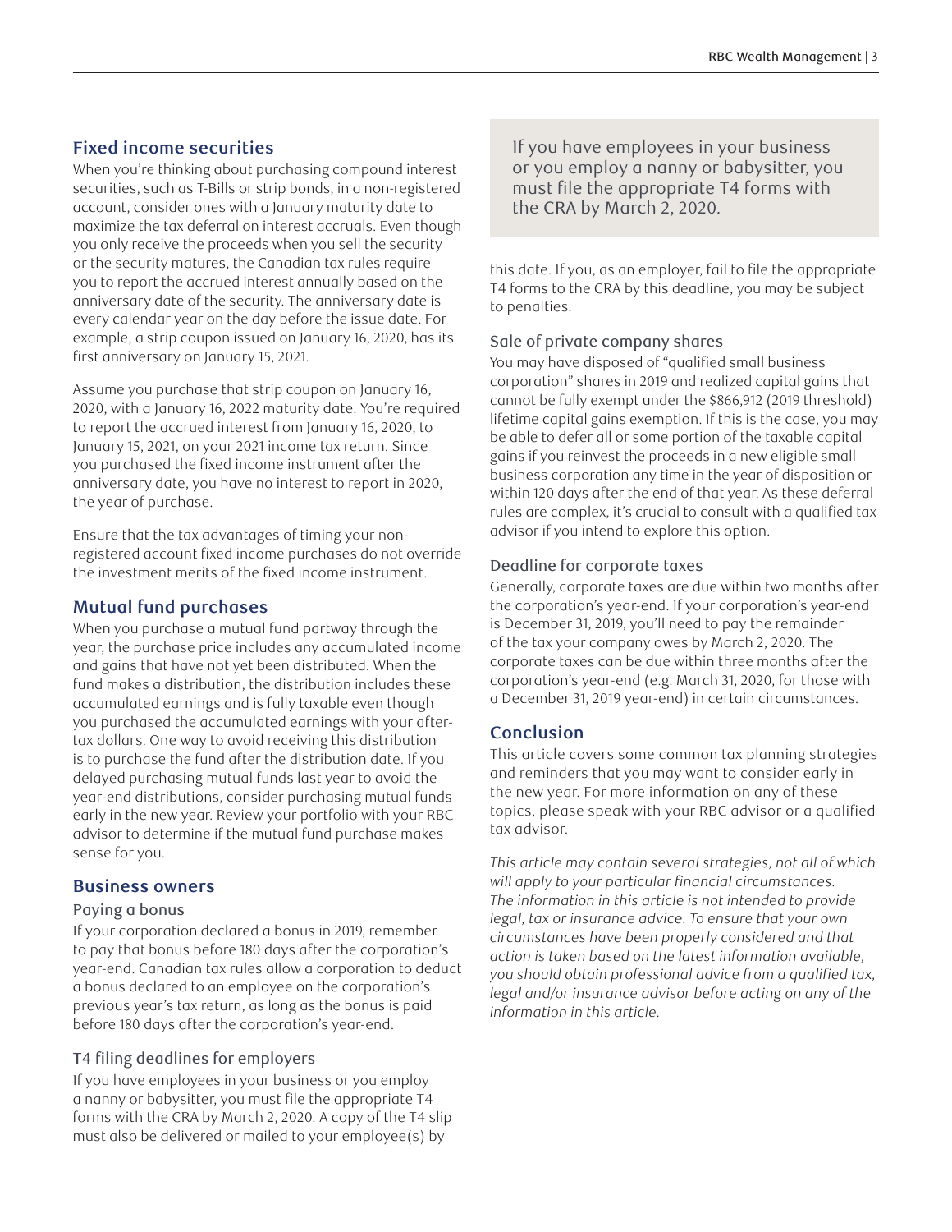## Fixed income securities

When you're thinking about purchasing compound interest securities, such as T-Bills or strip bonds, in a non-registered account, consider ones with a January maturity date to maximize the tax deferral on interest accruals. Even though you only receive the proceeds when you sell the security or the security matures, the Canadian tax rules require you to report the accrued interest annually based on the anniversary date of the security. The anniversary date is every calendar year on the day before the issue date. For example, a strip coupon issued on January 16, 2020, has its first anniversary on January 15, 2021.

Assume you purchase that strip coupon on January 16, 2020, with a January 16, 2022 maturity date. You're required to report the accrued interest from January 16, 2020, to January 15, 2021, on your 2021 income tax return. Since you purchased the fixed income instrument after the anniversary date, you have no interest to report in 2020, the year of purchase.

Ensure that the tax advantages of timing your non-registered account fixed income purchases do not override the investment merits of the fixed income instrument.

## Mutual fund purchases

When you purchase a mutual fund partway through the year, the purchase price includes any accumulated income and gains that have not yet been distributed. When the fund makes a distribution, the distribution includes these accumulated earnings and is fully taxable even though you purchased the accumulated earnings with your after-tax dollars. One way to avoid receiving this distribution is to purchase the fund after the distribution date. If you delayed purchasing mutual funds last year to avoid the year-end distributions, consider purchasing mutual funds early in the new year. Review your portfolio with your RBC advisor to determine if the mutual fund purchase makes sense for you.

## Business owners

### Paying a bonus

If your corporation declared a bonus in 2019, remember to pay that bonus before 180 days after the corporation's year-end. Canadian tax rules allow a corporation to deduct a bonus declared to an employee on the corporation's previous year's tax return, as long as the bonus is paid before 180 days after the corporation's year-end.

### T4 filing deadlines for employers

If you have employees in your business or you employ a nanny or babysitter, you must file the appropriate T4 forms with the CRA by March 2, 2020. A copy of the T4 slip must also be delivered or mailed to your employee(s) by this date. If you, as an employer, fail to file the appropriate T4 forms to the CRA by this deadline, you may be subject to penalties.

> If you have employees in your business or you employ a nanny or babysitter, you must file the appropriate T4 forms with the CRA by March 2, 2020.

### Sale of private company shares

You may have disposed of "qualified small business corporation" shares in 2019 and realized capital gains that cannot be fully exempt under the $866,912 (2019 threshold) lifetime capital gains exemption. If this is the case, you may be able to defer all or some portion of the taxable capital gains if you reinvest the proceeds in a new eligible small business corporation any time in the year of disposition or within 120 days after the end of that year. As these deferral rules are complex, it's crucial to consult with a qualified tax advisor if you intend to explore this option.

### Deadline for corporate taxes

Generally, corporate taxes are due within two months after the corporation's year-end. If your corporation's year-end is December 31, 2019, you'll need to pay the remainder of the tax your company owes by March 2, 2020. The corporate taxes can be due within three months after the corporation's year-end (e.g. March 31, 2020, for those with a December 31, 2019 year-end) in certain circumstances.

## Conclusion

This article covers some common tax planning strategies and reminders that you may want to consider early in the new year. For more information on any of these topics, please speak with your RBC advisor or a qualified tax advisor.

*This article may contain several strategies, not all of which will apply to your particular financial circumstances. The information in this article is not intended to provide legal, tax or insurance advice. To ensure that your own circumstances have been properly considered and that action is taken based on the latest information available, you should obtain professional advice from a qualified tax, legal and/or insurance advisor before acting on any of the information in this article.*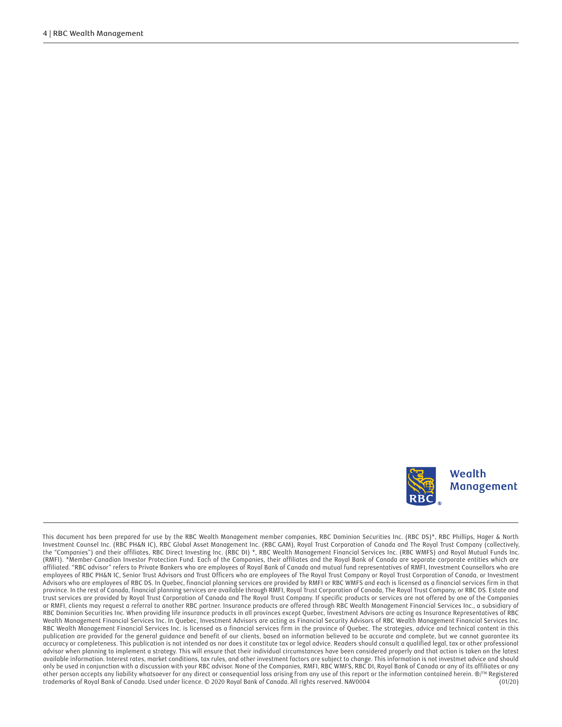Wealth Management

This document has been prepared for use by the RBC Wealth Management member companies, RBC Dominion Securities Inc. (RBC DS)*, RBC Phillips, Hager & North Investment Counsel Inc. (RBC PH&N IC), RBC Global Asset Management Inc. (RBC GAM), Royal Trust Corporation of Canada and The Royal Trust Company (collectively, the "Companies") and their affiliates, RBC Direct Investing Inc. (RBC DI) *, RBC Wealth Management Financial Services Inc. (RBC WMFS) and Royal Mutual Funds Inc. (RMFI). *Member-Canadian Investor Protection Fund. Each of the Companies, their affiliates and the Royal Bank of Canada are separate corporate entities which are affiliated. "RBC advisor" refers to Private Bankers who are employees of Royal Bank of Canada and mutual fund representatives of RMFI, Investment Counsellors who are employees of RBC PH&N IC, Senior Trust Advisors and Trust Officers who are employees of The Royal Trust Company or Royal Trust Corporation of Canada, or Investment Advisors who are employees of RBC DS. In Quebec, financial planning services are provided by RMFI or RBC WMFS and each is licensed as a financial services firm in that province. In the rest of Canada, financial planning services are available through RMFI, Royal Trust Corporation of Canada, The Royal Trust Company, or RBC DS. Estate and trust services are provided by Royal Trust Corporation of Canada and The Royal Trust Company. If specific products or services are not offered by one of the Companies or RMFI, clients may request a referral to another RBC partner. Insurance products are offered through RBC Wealth Management Financial Services Inc., a subsidiary of RBC Dominion Securities Inc. When providing life insurance products in all provinces except Quebec, Investment Advisors are acting as Insurance Representatives of RBC Wealth Management Financial Services Inc. In Quebec, Investment Advisors are acting as Financial Security Advisors of RBC Wealth Management Financial Services Inc. RBC Wealth Management Financial Services Inc. is licensed as a financial services firm in the province of Quebec. The strategies, advice and technical content in this publication are provided for the general guidance and benefit of our clients, based on information believed to be accurate and complete, but we cannot guarantee its accuracy or completeness. This publication is not intended as nor does it constitute tax or legal advice. Readers should consult a qualified legal, tax or other professional advisor when planning to implement a strategy. This will ensure that their individual circumstances have been considered properly and that action is taken on the latest available information. Interest rates, market conditions, tax rules, and other investment factors are subject to change. This information is not investmet advice and should only be used in conjunction with a discussion with your RBC advisor. None of the Companies, RMFI, RBC WMFS, RBC DI, Royal Bank of Canada or any of its affiliates or any other person accepts any liability whatsoever for any direct or consequential loss arising from any use of this report or the information contained herein. ®/™ Registered trademarks of Royal Bank of Canada. Used under licence. © 2020 Royal Bank of Canada. All rights reserved. NAV0004 (01/20)